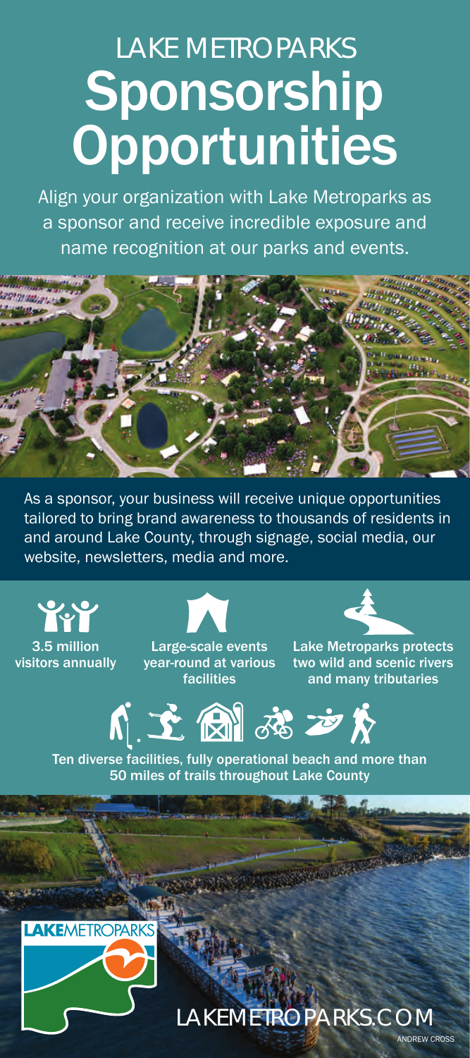# LAKE METROPARKS Sponsorship Opportunities

Align your organization with Lake Metroparks as a sponsor and receive incredible exposure and name recognition at our parks and events.

As a sponsor, your business will receive unique opportunities tailored to bring brand awareness to thousands of residents in and around Lake County, through signage, social media, our website, newsletters, media and more.

**3.5 million visitors annually**

**Large-scale events year-round at various facilities**

**Lake Metroparks protects two wild and scenic rivers and many tributaries**

**Ten diverse facilities, fully operational beach and more than 50 miles of trails throughout Lake County**

LAKEMETROPARKS

LAKEMETROPARKS.COM

ANDREW CROSS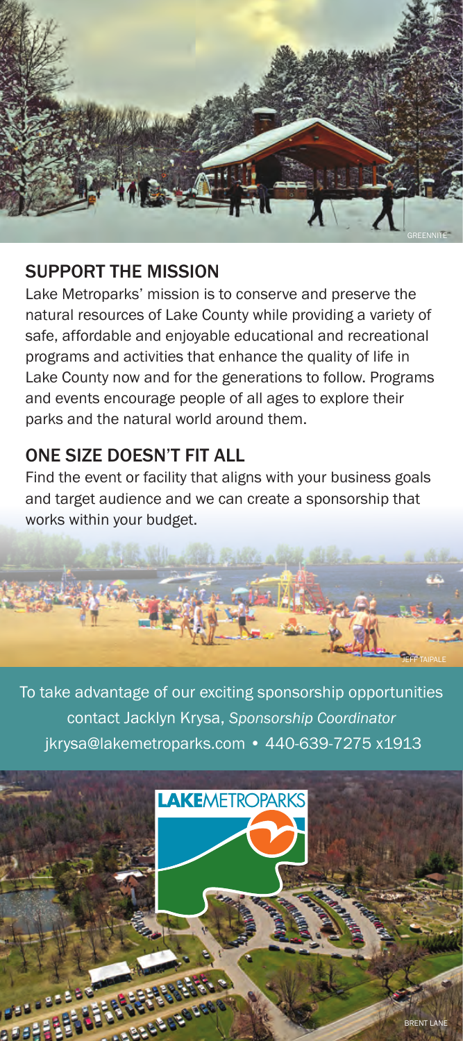GREENNITE

## SUPPORT THE MISSION

Lake Metroparks' mission is to conserve and preserve the natural resources of Lake County while providing a variety of safe, affordable and enjoyable educational and recreational programs and activities that enhance the quality of life in Lake County now and for the generations to follow. Programs and events encourage people of all ages to explore their parks and the natural world around them.

## ONE SIZE DOESN'T FIT ALL

Find the event or facility that aligns with your business goals and target audience and we can create a sponsorship that works within your budget.

JEFF TAIPALE

To take advantage of our exciting sponsorship opportunities contact Jacklyn Krysa, *Sponsorship Coordinator*
jkrysa@lakemetroparks.com • 440-639-7275 x1913

LAKEMETROPARKS

BRENT LANE